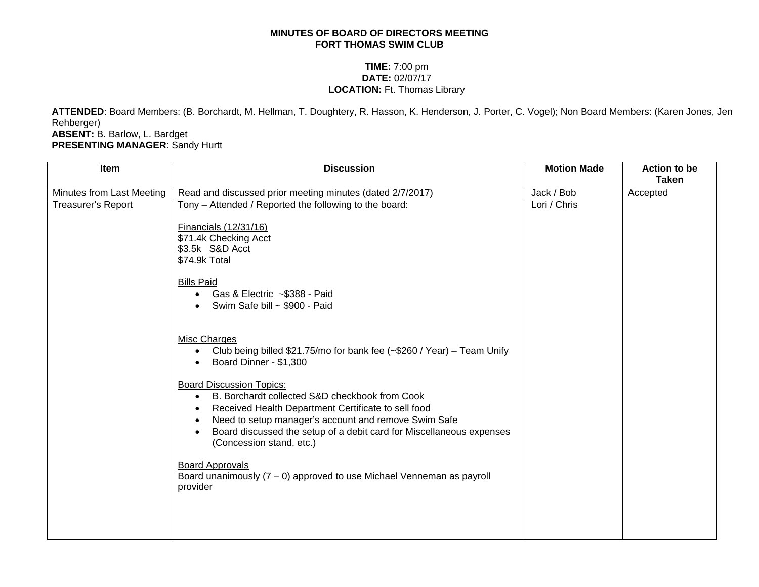**MINUTES OF BOARD OF DIRECTORS MEETING**
**FORT THOMAS SWIM CLUB**

**TIME:** 7:00 pm
**DATE:** 02/07/17
**LOCATION:** Ft. Thomas Library

**ATTENDED**: Board Members: (B. Borchardt, M. Hellman, T. Doughtery, R. Hasson, K. Henderson, J. Porter, C. Vogel); Non Board Members: (Karen Jones, Jen Rehberger)
**ABSENT:** B. Barlow, L. Bardget
**PRESENTING MANAGER**: Sandy Hurtt

| Item | Discussion | Motion Made | Action to be Taken |
|---|---|---|---|
| Minutes from Last Meeting | Read and discussed prior meeting minutes (dated 2/7/2017) | Jack / Bob | Accepted |
| Treasurer's Report | Tony – Attended / Reported the following to the board:<br><br>Financials (12/31/16)<br>$71.4k Checking Acct<br>$3.5k S&D Acct<br>$74.9k Total<br><br>Bills Paid<br>• Gas & Electric ~$388 - Paid<br>• Swim Safe bill ~ $900 - Paid<br><br>Misc Charges<br>• Club being billed $21.75/mo for bank fee (~$260 / Year) – Team Unify<br>• Board Dinner - $1,300<br><br>Board Discussion Topics:<br>• B. Borchardt collected S&D checkbook from Cook<br>• Received Health Department Certificate to sell food<br>• Need to setup manager's account and remove Swim Safe<br>• Board discussed the setup of a debit card for Miscellaneous expenses (Concession stand, etc.)<br><br>Board Approvals<br>Board unanimously (7 – 0) approved to use Michael Venneman as payroll provider | Lori / Chris | |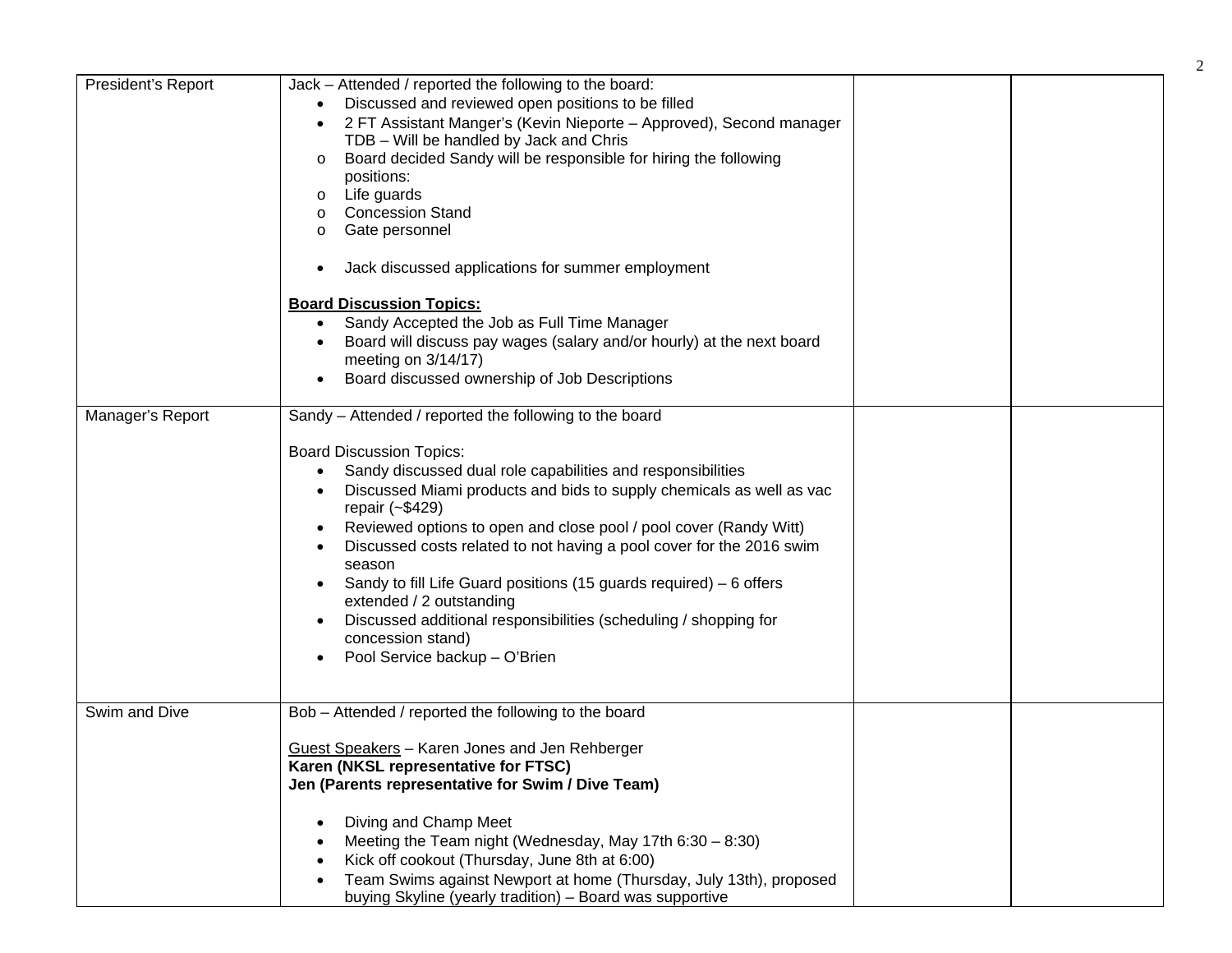| | | | |
|---|---|---|---|
| President's Report | Jack – Attended / reported the following to the board:<br>• Discussed and reviewed open positions to be filled<br>• 2 FT Assistant Manger's (Kevin Nieporte – Approved), Second manager TDB – Will be handled by Jack and Chris<br>o Board decided Sandy will be responsible for hiring the following positions:<br>o Life guards<br>o Concession Stand<br>o Gate personnel<br><br>• Jack discussed applications for summer employment<br><br>**Board Discussion Topics:**<br>• Sandy Accepted the Job as Full Time Manager<br>• Board will discuss pay wages (salary and/or hourly) at the next board meeting on 3/14/17)<br>• Board discussed ownership of Job Descriptions | | |
| Manager's Report | Sandy – Attended / reported the following to the board<br><br>Board Discussion Topics:<br>• Sandy discussed dual role capabilities and responsibilities<br>• Discussed Miami products and bids to supply chemicals as well as vac repair (~$429)<br>• Reviewed options to open and close pool / pool cover (Randy Witt)<br>• Discussed costs related to not having a pool cover for the 2016 swim season<br>• Sandy to fill Life Guard positions (15 guards required) – 6 offers extended / 2 outstanding<br>• Discussed additional responsibilities (scheduling / shopping for concession stand)<br>• Pool Service backup – O'Brien | | |
| Swim and Dive | Bob – Attended / reported the following to the board<br><br>Guest Speakers – Karen Jones and Jen Rehberger<br>**Karen (NKSL representative for FTSC)**<br>**Jen (Parents representative for Swim / Dive Team)**<br><br>• Diving and Champ Meet<br>• Meeting the Team night (Wednesday, May 17th 6:30 – 8:30)<br>• Kick off cookout (Thursday, June 8th at 6:00)<br>• Team Swims against Newport at home (Thursday, July 13th), proposed buying Skyline (yearly tradition) – Board was supportive | | |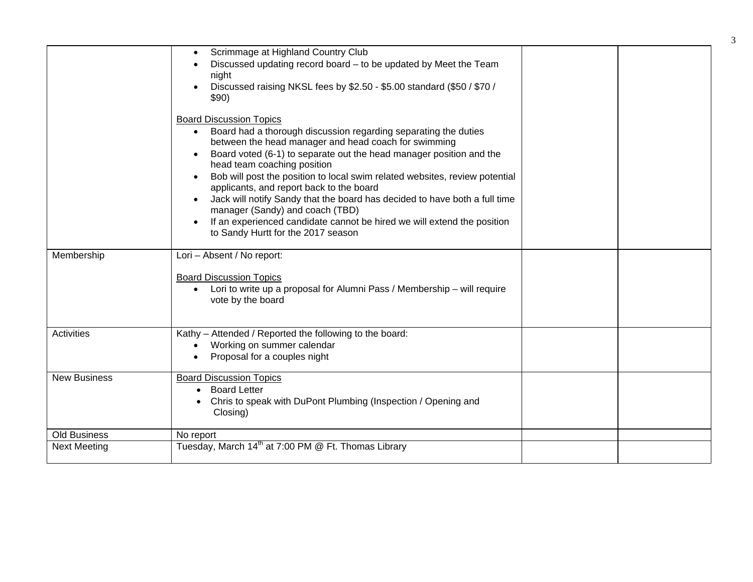| | | | |
|---|---|---|---|
| | • Scrimmage at Highland Country Club<br>• Discussed updating record board – to be updated by Meet the Team night<br>• Discussed raising NKSL fees by $2.50 - $5.00 standard ($50 / $70 / $90)<br><br><u>Board Discussion Topics</u><br>• Board had a thorough discussion regarding separating the duties between the head manager and head coach for swimming<br>• Board voted (6-1) to separate out the head manager position and the head team coaching position<br>• Bob will post the position to local swim related websites, review potential applicants, and report back to the board<br>• Jack will notify Sandy that the board has decided to have both a full time manager (Sandy) and coach (TBD)<br>• If an experienced candidate cannot be hired we will extend the position to Sandy Hurtt for the 2017 season | | |
| Membership | Lori – Absent / No report:<br><br><u>Board Discussion Topics</u><br>• Lori to write up a proposal for Alumni Pass / Membership – will require vote by the board | | |
| Activities | Kathy – Attended / Reported the following to the board:<br>• Working on summer calendar<br>• Proposal for a couples night | | |
| New Business | <u>Board Discussion Topics</u><br>• Board Letter<br>• Chris to speak with DuPont Plumbing (Inspection / Opening and Closing) | | |
| Old Business | No report | | |
| Next Meeting | Tuesday, March 14th at 7:00 PM @ Ft. Thomas Library | | |